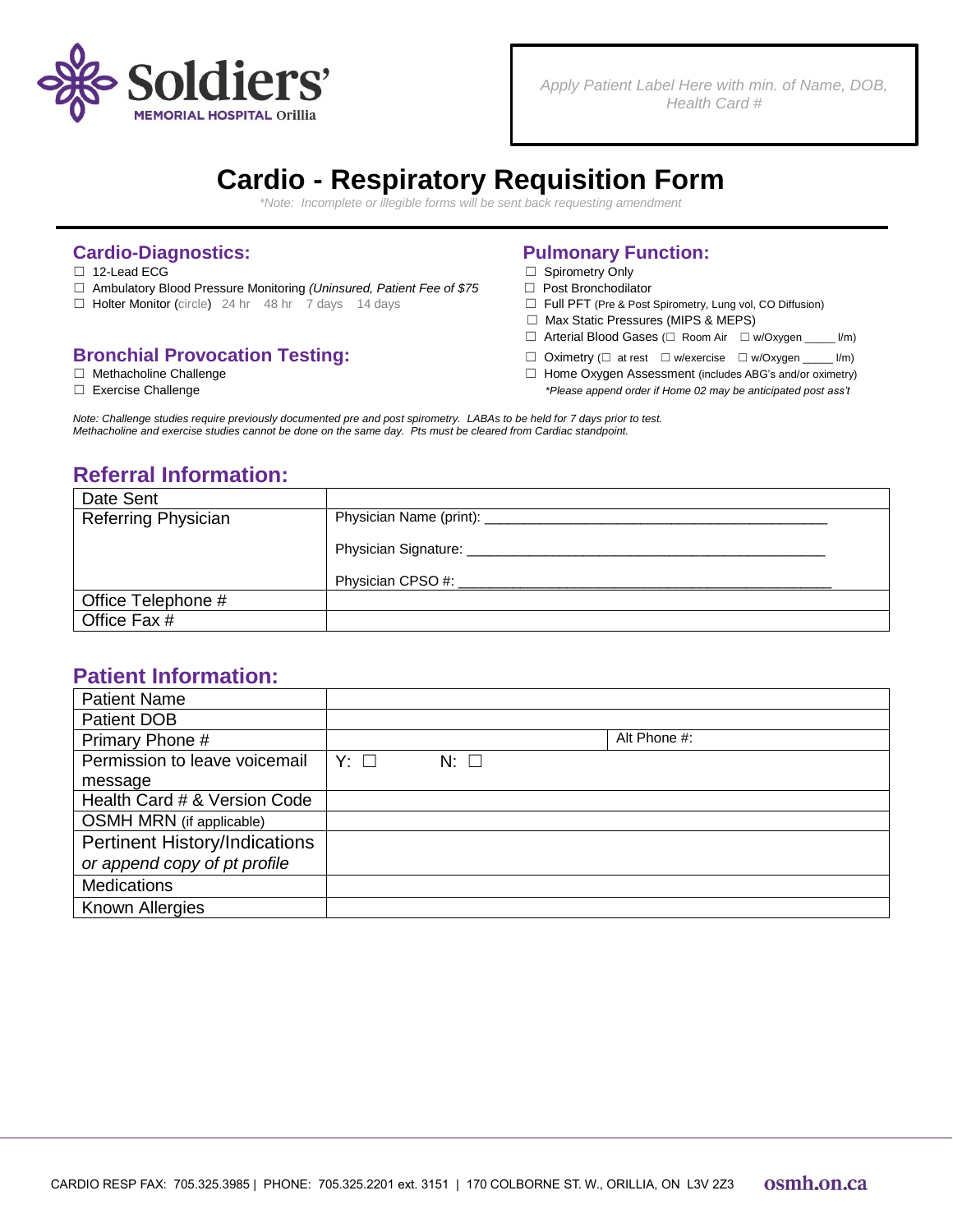Soldiers' MEMORIAL HOSPITAL Orillia

*Apply Patient Label Here with min. of Name, DOB, Health Card #*

# Cardio - Respiratory Requisition Form

*\*Note: Incomplete or illegible forms will be sent back requesting amendment*

## Cardio-Diagnostics:

- ☐ 12-Lead ECG
- ☐ Ambulatory Blood Pressure Monitoring *(Uninsured, Patient Fee of $75*
- ☐ Holter Monitor (circle) 24 hr 48 hr 7 days 14 days

## Bronchial Provocation Testing:

- ☐ Methacholine Challenge
- ☐ Exercise Challenge

## Pulmonary Function:

- ☐ Spirometry Only
- ☐ Post Bronchodilator
- ☐ Full PFT (Pre & Post Spirometry, Lung vol, CO Diffusion)
- ☐ Max Static Pressures (MIPS & MEPS)
- ☐ Arterial Blood Gases (☐ Room Air ☐ w/Oxygen _____ l/m)
- ☐ Oximetry (☐ at rest ☐ w/exercise ☐ w/Oxygen _____ l/m)
- ☐ Home Oxygen Assessment (includes ABG's and/or oximetry)
  *\*Please append order if Home 02 may be anticipated post ass't*

*Note: Challenge studies require previously documented pre and post spirometry. LABAs to be held for 7 days prior to test. Methacholine and exercise studies cannot be done on the same day. Pts must be cleared from Cardiac standpoint.*

## Referral Information:

| Date Sent | |
|---|---|
| Referring Physician | Physician Name (print): ______________________<br>Physician Signature: ______________________<br>Physician CPSO #: ______________________ |
| Office Telephone # | |
| Office Fax # | |

## Patient Information:

| Patient Name | | |
|---|---|---|
| Patient DOB | | |
| Primary Phone # | | Alt Phone #: |
| Permission to leave voicemail message | Y: ☐ N: ☐ | |
| Health Card # & Version Code | | |
| OSMH MRN (if applicable) | | |
| Pertinent History/Indications *or append copy of pt profile* | | |
| Medications | | |
| Known Allergies | | |

CARDIO RESP FAX: 705.325.3985 | PHONE: 705.325.2201 ext. 3151 | 170 COLBORNE ST. W., ORILLIA, ON L3V 2Z3 osmh.on.ca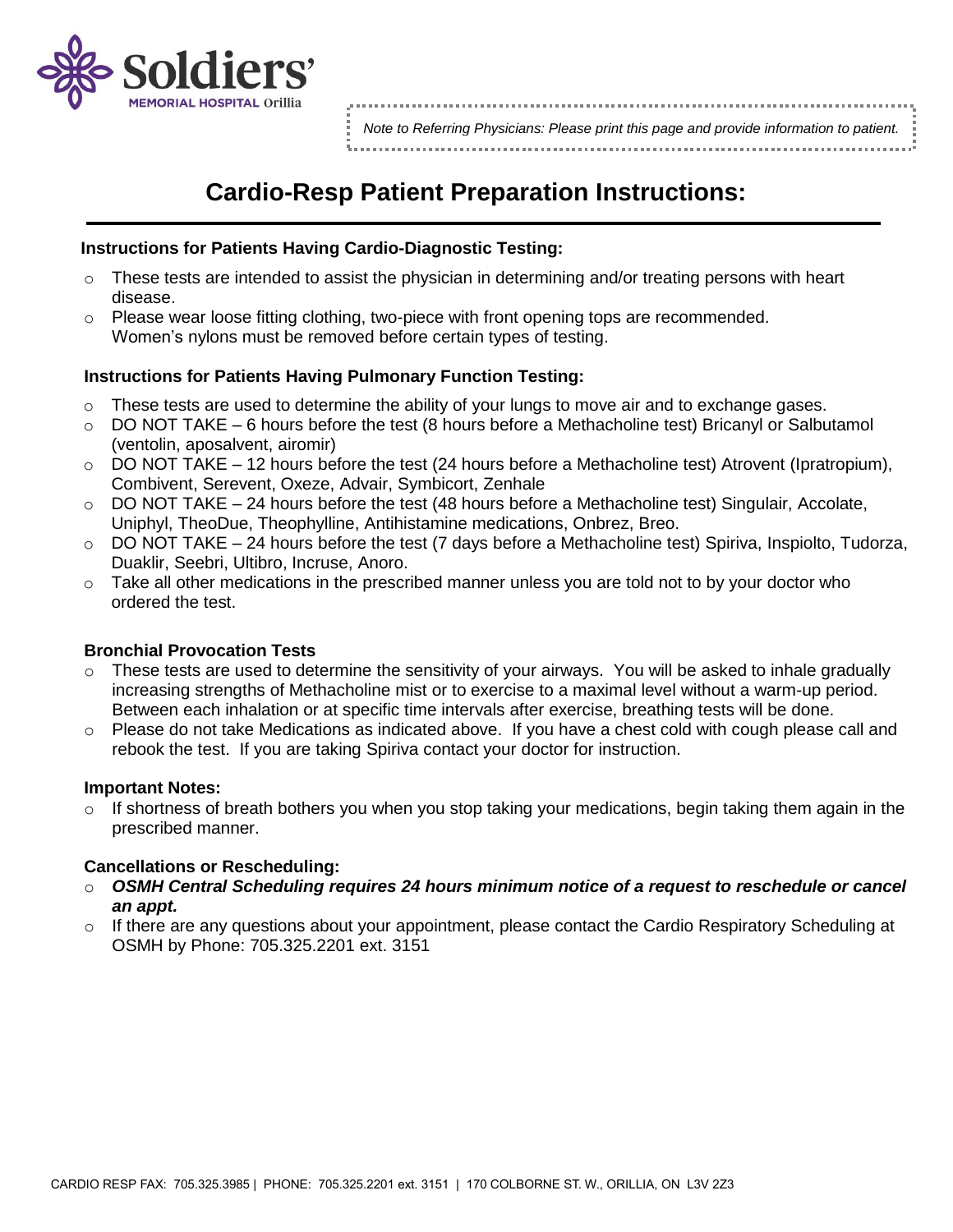*Note to Referring Physicians: Please print this page and provide information to patient.*

# Cardio-Resp Patient Preparation Instructions:

### Instructions for Patients Having Cardio-Diagnostic Testing:

- These tests are intended to assist the physician in determining and/or treating persons with heart disease.
- Please wear loose fitting clothing, two-piece with front opening tops are recommended. Women's nylons must be removed before certain types of testing.

### Instructions for Patients Having Pulmonary Function Testing:

- These tests are used to determine the ability of your lungs to move air and to exchange gases.
- DO NOT TAKE – 6 hours before the test (8 hours before a Methacholine test) Bricanyl or Salbutamol (ventolin, aposalvent, airomir)
- DO NOT TAKE – 12 hours before the test (24 hours before a Methacholine test) Atrovent (Ipratropium), Combivent, Serevent, Oxeze, Advair, Symbicort, Zenhale
- DO NOT TAKE – 24 hours before the test (48 hours before a Methacholine test) Singulair, Accolate, Uniphyl, TheoDue, Theophylline, Antihistamine medications, Onbrez, Breo.
- DO NOT TAKE – 24 hours before the test (7 days before a Methacholine test) Spiriva, Inspiolto, Tudorza, Duaklir, Seebri, Ultibro, Incruse, Anoro.
- Take all other medications in the prescribed manner unless you are told not to by your doctor who ordered the test.

### Bronchial Provocation Tests

- These tests are used to determine the sensitivity of your airways. You will be asked to inhale gradually increasing strengths of Methacholine mist or to exercise to a maximal level without a warm-up period. Between each inhalation or at specific time intervals after exercise, breathing tests will be done.
- Please do not take Medications as indicated above. If you have a chest cold with cough please call and rebook the test. If you are taking Spiriva contact your doctor for instruction.

### Important Notes:

- If shortness of breath bothers you when you stop taking your medications, begin taking them again in the prescribed manner.

### Cancellations or Rescheduling:

- ***OSMH Central Scheduling requires 24 hours minimum notice of a request to reschedule or cancel an appt.***
- If there are any questions about your appointment, please contact the Cardio Respiratory Scheduling at OSMH by Phone: 705.325.2201 ext. 3151

CARDIO RESP FAX: 705.325.3985 | PHONE: 705.325.2201 ext. 3151 | 170 COLBORNE ST. W., ORILLIA, ON L3V 2Z3